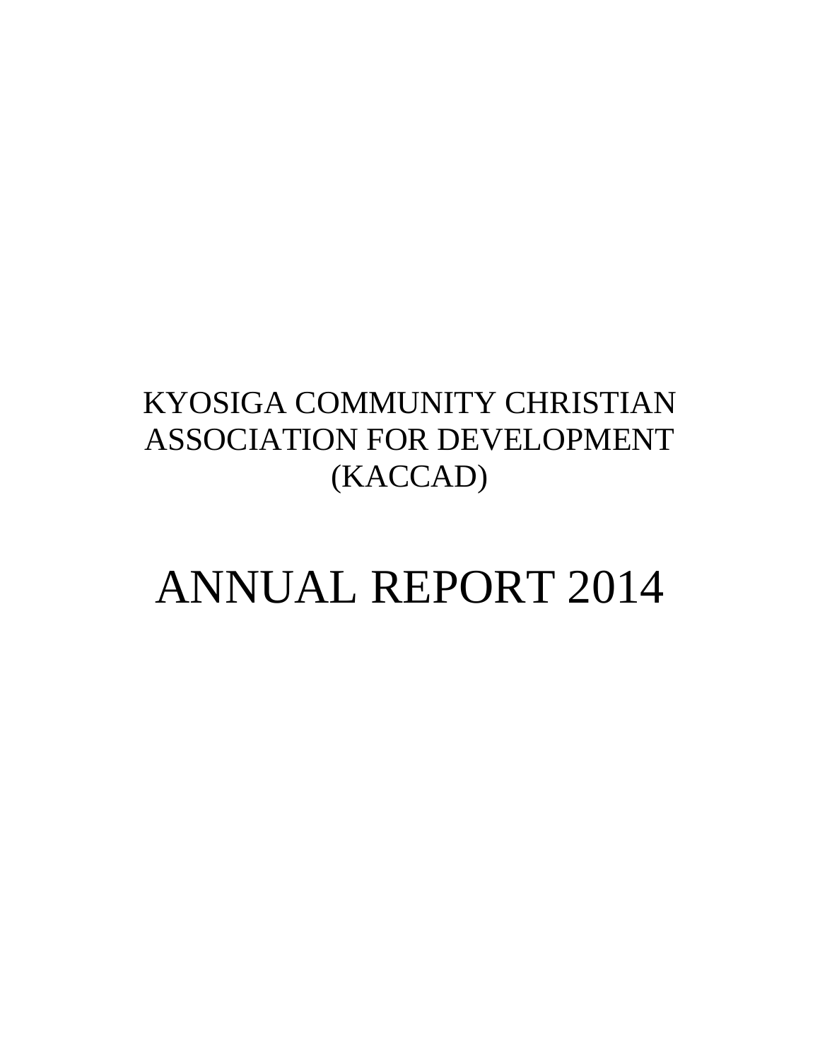# KYOSIGA COMMUNITY CHRISTIAN ASSOCIATION FOR DEVELOPMENT (KACCAD)

# ANNUAL REPORT 2014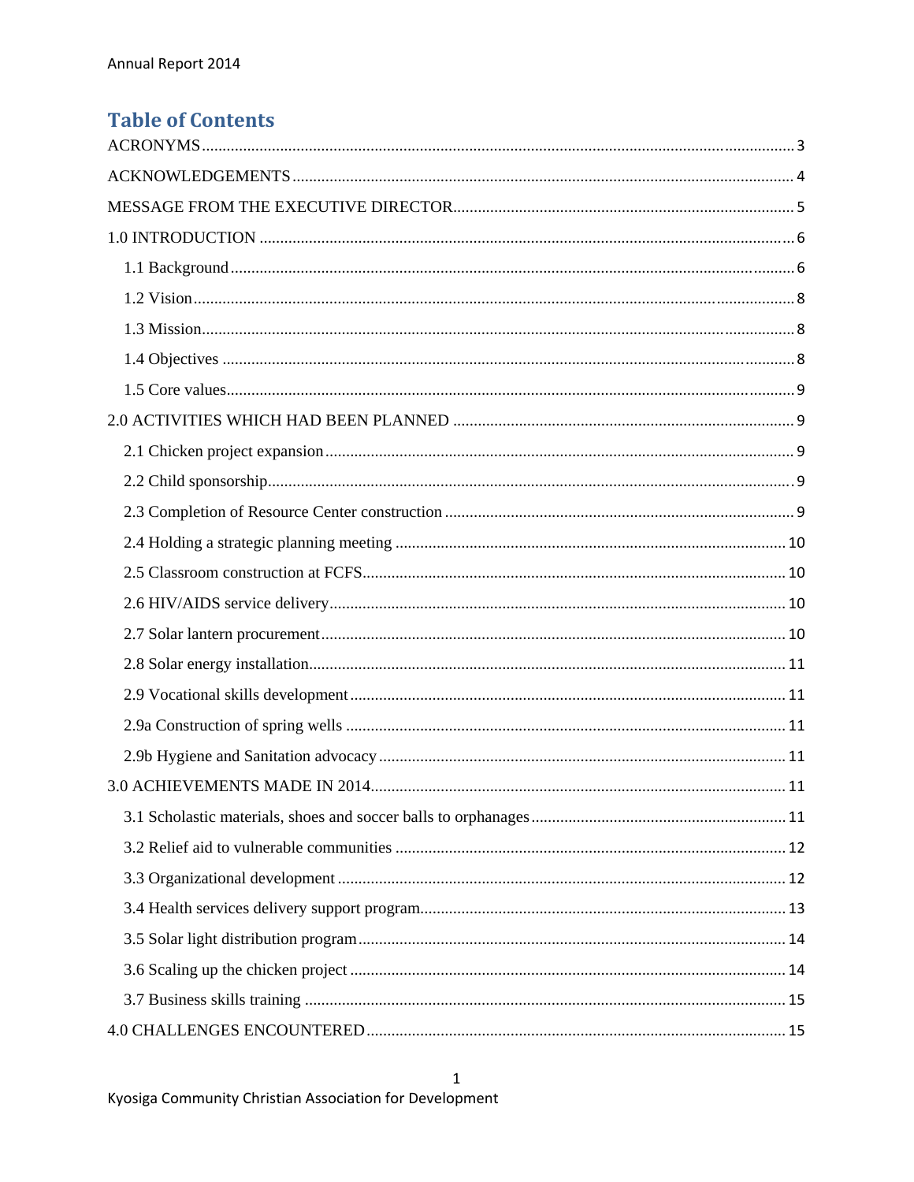# Table of Contents

ACRONYMS ........................................................................................................ 3

ACKNOWLEDGEMENTS ....................................................................................... 4

MESSAGE FROM THE EXECUTIVE DIRECTOR ...................................................... 5

1.0 INTRODUCTION ............................................................................................ 6

- 1.1 Background ............................................................................................. 6
- 1.2 Vision ....................................................................................................... 8
- 1.3 Mission ..................................................................................................... 8
- 1.4 Objectives ................................................................................................ 8
- 1.5 Core values ............................................................................................... 9

2.0 ACTIVITIES WHICH HAD BEEN PLANNED .......................................................... 9

- 2.1 Chicken project expansion ........................................................................ 9
- 2.2 Child sponsorship ...................................................................................... 9
- 2.3 Completion of Resource Center construction ............................................. 9
- 2.4 Holding a strategic planning meeting ......................................................... 10
- 2.5 Classroom construction at FCFS ................................................................ 10
- 2.6 HIV/AIDS service delivery .......................................................................... 10
- 2.7 Solar lantern procurement .......................................................................... 10
- 2.8 Solar energy installation ............................................................................. 11
- 2.9 Vocational skills development .................................................................... 11
- 2.9a Construction of spring wells ..................................................................... 11
- 2.9b Hygiene and Sanitation advocacy ............................................................. 11

3.0 ACHIEVEMENTS MADE IN 2014 ........................................................................ 11

- 3.1 Scholastic materials, shoes and soccer balls to orphanages ......................... 11
- 3.2 Relief aid to vulnerable communities .......................................................... 12
- 3.3 Organizational development ....................................................................... 12
- 3.4 Health services delivery support program .................................................... 13
- 3.5 Solar light distribution program .................................................................. 14
- 3.6 Scaling up the chicken project .................................................................... 14
- 3.7 Business skills training ............................................................................... 15

4.0 CHALLENGES ENCOUNTERED ........................................................................... 15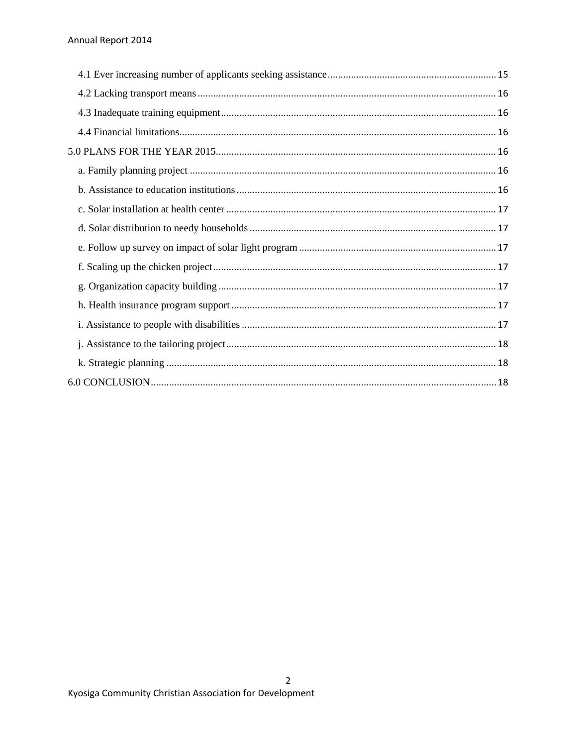4.1 Ever increasing number of applicants seeking assistance ........ 15

4.2 Lacking transport means ........ 16

4.3 Inadequate training equipment ........ 16

4.4 Financial limitations ........ 16

5.0 PLANS FOR THE YEAR 2015 ........ 16

a. Family planning project ........ 16

b. Assistance to education institutions ........ 16

c. Solar installation at health center ........ 17

d. Solar distribution to needy households ........ 17

e. Follow up survey on impact of solar light program ........ 17

f. Scaling up the chicken project ........ 17

g. Organization capacity building ........ 17

h. Health insurance program support ........ 17

i. Assistance to people with disabilities ........ 17

j. Assistance to the tailoring project ........ 18

k. Strategic planning ........ 18

6.0 CONCLUSION ........ 18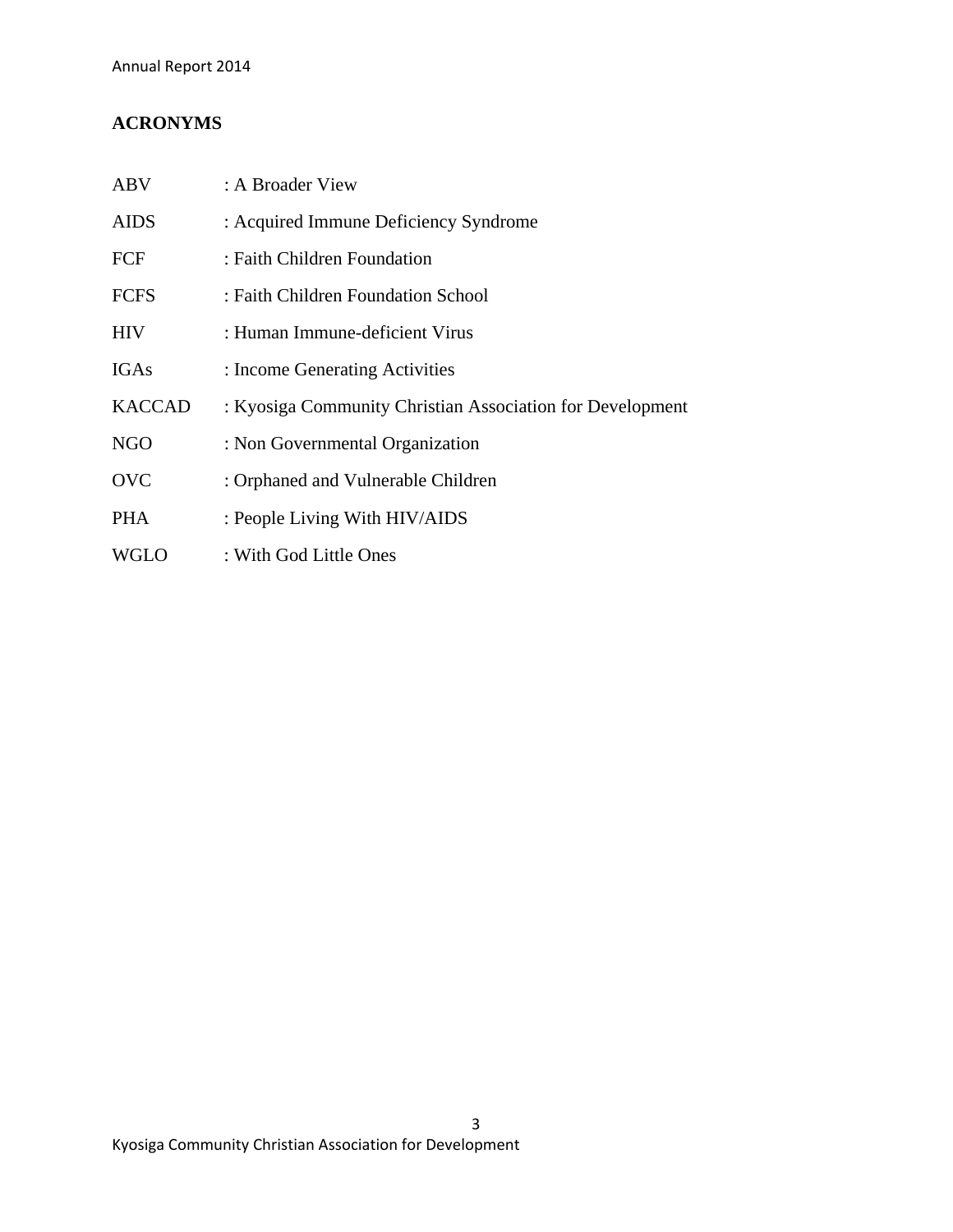## ACRONYMS

| | |
|---|---|
| ABV | : A Broader View |
| AIDS | : Acquired Immune Deficiency Syndrome |
| FCF | : Faith Children Foundation |
| FCFS | : Faith Children Foundation School |
| HIV | : Human Immune-deficient Virus |
| IGAs | : Income Generating Activities |
| KACCAD | : Kyosiga Community Christian Association for Development |
| NGO | : Non Governmental Organization |
| OVC | : Orphaned and Vulnerable Children |
| PHA | : People Living With HIV/AIDS |
| WGLO | : With God Little Ones |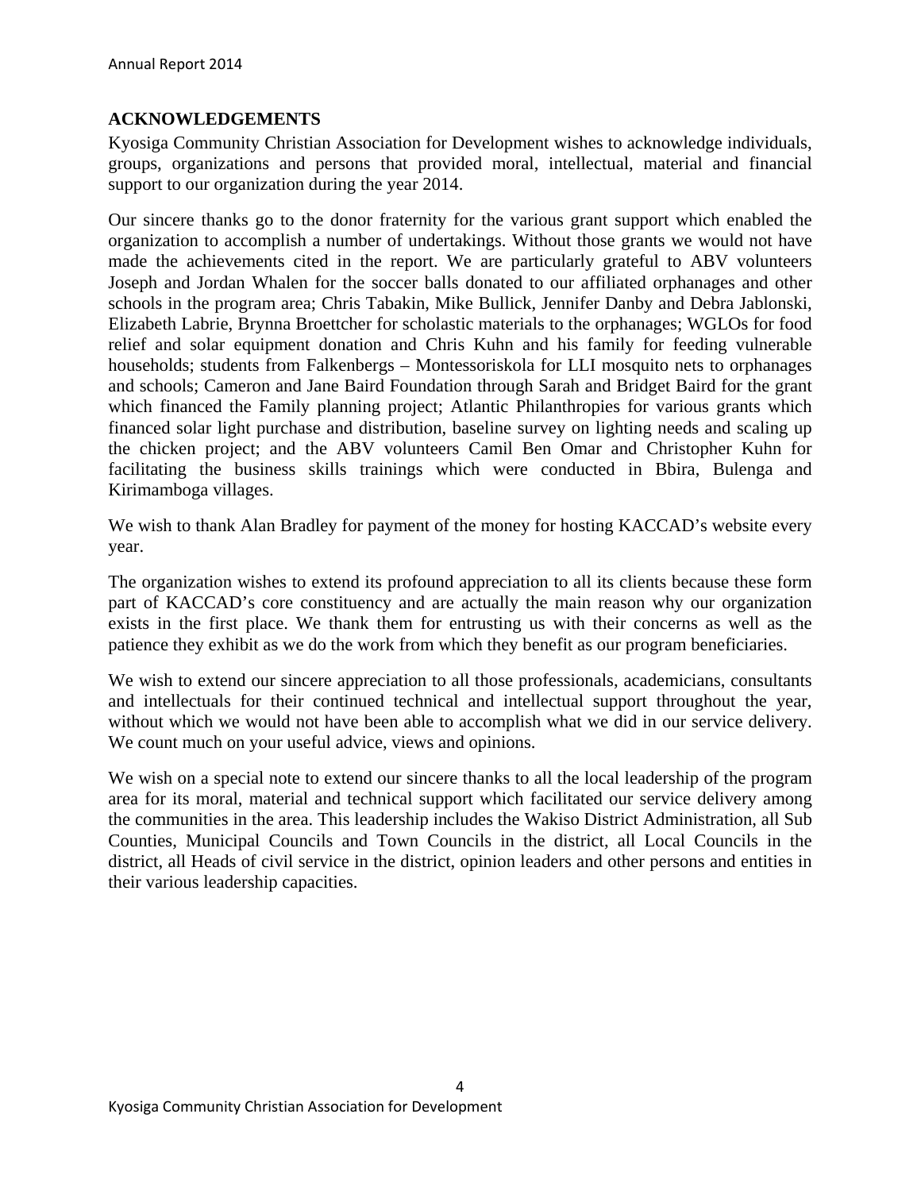## ACKNOWLEDGEMENTS

Kyosiga Community Christian Association for Development wishes to acknowledge individuals, groups, organizations and persons that provided moral, intellectual, material and financial support to our organization during the year 2014.

Our sincere thanks go to the donor fraternity for the various grant support which enabled the organization to accomplish a number of undertakings. Without those grants we would not have made the achievements cited in the report. We are particularly grateful to ABV volunteers Joseph and Jordan Whalen for the soccer balls donated to our affiliated orphanages and other schools in the program area; Chris Tabakin, Mike Bullick, Jennifer Danby and Debra Jablonski, Elizabeth Labrie, Brynna Broettcher for scholastic materials to the orphanages; WGLOs for food relief and solar equipment donation and Chris Kuhn and his family for feeding vulnerable households; students from Falkenbergs – Montessoriskola for LLI mosquito nets to orphanages and schools; Cameron and Jane Baird Foundation through Sarah and Bridget Baird for the grant which financed the Family planning project; Atlantic Philanthropies for various grants which financed solar light purchase and distribution, baseline survey on lighting needs and scaling up the chicken project; and the ABV volunteers Camil Ben Omar and Christopher Kuhn for facilitating the business skills trainings which were conducted in Bbira, Bulenga and Kirimamboga villages.

We wish to thank Alan Bradley for payment of the money for hosting KACCAD's website every year.

The organization wishes to extend its profound appreciation to all its clients because these form part of KACCAD's core constituency and are actually the main reason why our organization exists in the first place. We thank them for entrusting us with their concerns as well as the patience they exhibit as we do the work from which they benefit as our program beneficiaries.

We wish to extend our sincere appreciation to all those professionals, academicians, consultants and intellectuals for their continued technical and intellectual support throughout the year, without which we would not have been able to accomplish what we did in our service delivery. We count much on your useful advice, views and opinions.

We wish on a special note to extend our sincere thanks to all the local leadership of the program area for its moral, material and technical support which facilitated our service delivery among the communities in the area. This leadership includes the Wakiso District Administration, all Sub Counties, Municipal Councils and Town Councils in the district, all Local Councils in the district, all Heads of civil service in the district, opinion leaders and other persons and entities in their various leadership capacities.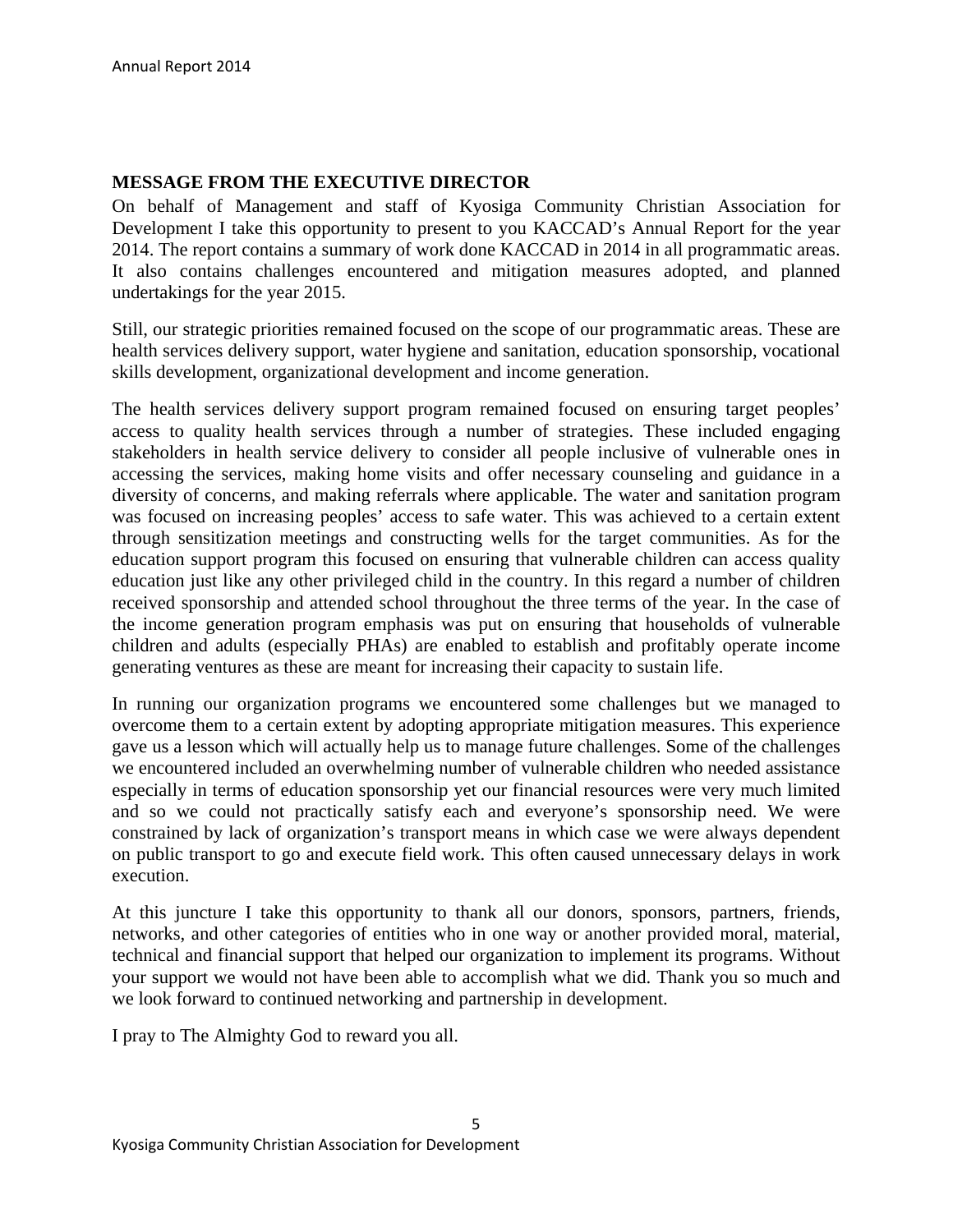## MESSAGE FROM THE EXECUTIVE DIRECTOR

On behalf of Management and staff of Kyosiga Community Christian Association for Development I take this opportunity to present to you KACCAD's Annual Report for the year 2014. The report contains a summary of work done KACCAD in 2014 in all programmatic areas. It also contains challenges encountered and mitigation measures adopted, and planned undertakings for the year 2015.

Still, our strategic priorities remained focused on the scope of our programmatic areas. These are health services delivery support, water hygiene and sanitation, education sponsorship, vocational skills development, organizational development and income generation.

The health services delivery support program remained focused on ensuring target peoples' access to quality health services through a number of strategies. These included engaging stakeholders in health service delivery to consider all people inclusive of vulnerable ones in accessing the services, making home visits and offer necessary counseling and guidance in a diversity of concerns, and making referrals where applicable. The water and sanitation program was focused on increasing peoples' access to safe water. This was achieved to a certain extent through sensitization meetings and constructing wells for the target communities. As for the education support program this focused on ensuring that vulnerable children can access quality education just like any other privileged child in the country. In this regard a number of children received sponsorship and attended school throughout the three terms of the year. In the case of the income generation program emphasis was put on ensuring that households of vulnerable children and adults (especially PHAs) are enabled to establish and profitably operate income generating ventures as these are meant for increasing their capacity to sustain life.

In running our organization programs we encountered some challenges but we managed to overcome them to a certain extent by adopting appropriate mitigation measures. This experience gave us a lesson which will actually help us to manage future challenges. Some of the challenges we encountered included an overwhelming number of vulnerable children who needed assistance especially in terms of education sponsorship yet our financial resources were very much limited and so we could not practically satisfy each and everyone's sponsorship need. We were constrained by lack of organization's transport means in which case we were always dependent on public transport to go and execute field work. This often caused unnecessary delays in work execution.

At this juncture I take this opportunity to thank all our donors, sponsors, partners, friends, networks, and other categories of entities who in one way or another provided moral, material, technical and financial support that helped our organization to implement its programs. Without your support we would not have been able to accomplish what we did. Thank you so much and we look forward to continued networking and partnership in development.

I pray to The Almighty God to reward you all.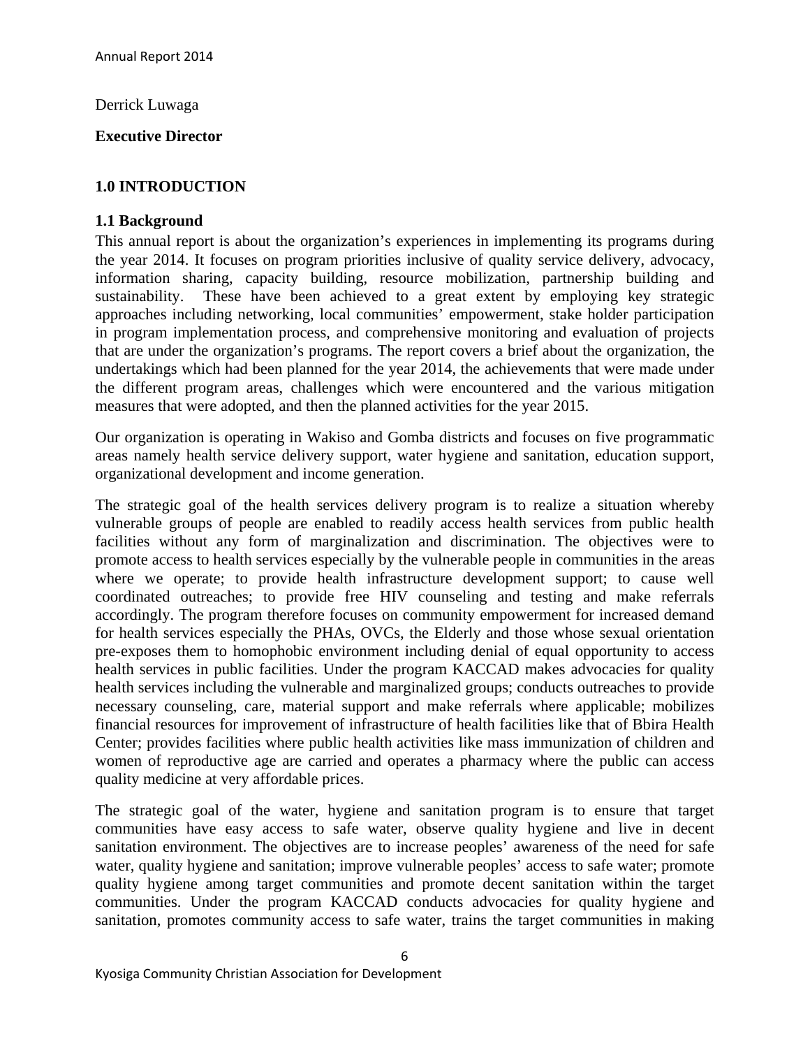Derrick Luwaga

**Executive Director**

## 1.0 INTRODUCTION

### 1.1 Background

This annual report is about the organization's experiences in implementing its programs during the year 2014. It focuses on program priorities inclusive of quality service delivery, advocacy, information sharing, capacity building, resource mobilization, partnership building and sustainability. These have been achieved to a great extent by employing key strategic approaches including networking, local communities' empowerment, stake holder participation in program implementation process, and comprehensive monitoring and evaluation of projects that are under the organization's programs. The report covers a brief about the organization, the undertakings which had been planned for the year 2014, the achievements that were made under the different program areas, challenges which were encountered and the various mitigation measures that were adopted, and then the planned activities for the year 2015.

Our organization is operating in Wakiso and Gomba districts and focuses on five programmatic areas namely health service delivery support, water hygiene and sanitation, education support, organizational development and income generation.

The strategic goal of the health services delivery program is to realize a situation whereby vulnerable groups of people are enabled to readily access health services from public health facilities without any form of marginalization and discrimination. The objectives were to promote access to health services especially by the vulnerable people in communities in the areas where we operate; to provide health infrastructure development support; to cause well coordinated outreaches; to provide free HIV counseling and testing and make referrals accordingly. The program therefore focuses on community empowerment for increased demand for health services especially the PHAs, OVCs, the Elderly and those whose sexual orientation pre-exposes them to homophobic environment including denial of equal opportunity to access health services in public facilities. Under the program KACCAD makes advocacies for quality health services including the vulnerable and marginalized groups; conducts outreaches to provide necessary counseling, care, material support and make referrals where applicable; mobilizes financial resources for improvement of infrastructure of health facilities like that of Bbira Health Center; provides facilities where public health activities like mass immunization of children and women of reproductive age are carried and operates a pharmacy where the public can access quality medicine at very affordable prices.

The strategic goal of the water, hygiene and sanitation program is to ensure that target communities have easy access to safe water, observe quality hygiene and live in decent sanitation environment. The objectives are to increase peoples' awareness of the need for safe water, quality hygiene and sanitation; improve vulnerable peoples' access to safe water; promote quality hygiene among target communities and promote decent sanitation within the target communities. Under the program KACCAD conducts advocacies for quality hygiene and sanitation, promotes community access to safe water, trains the target communities in making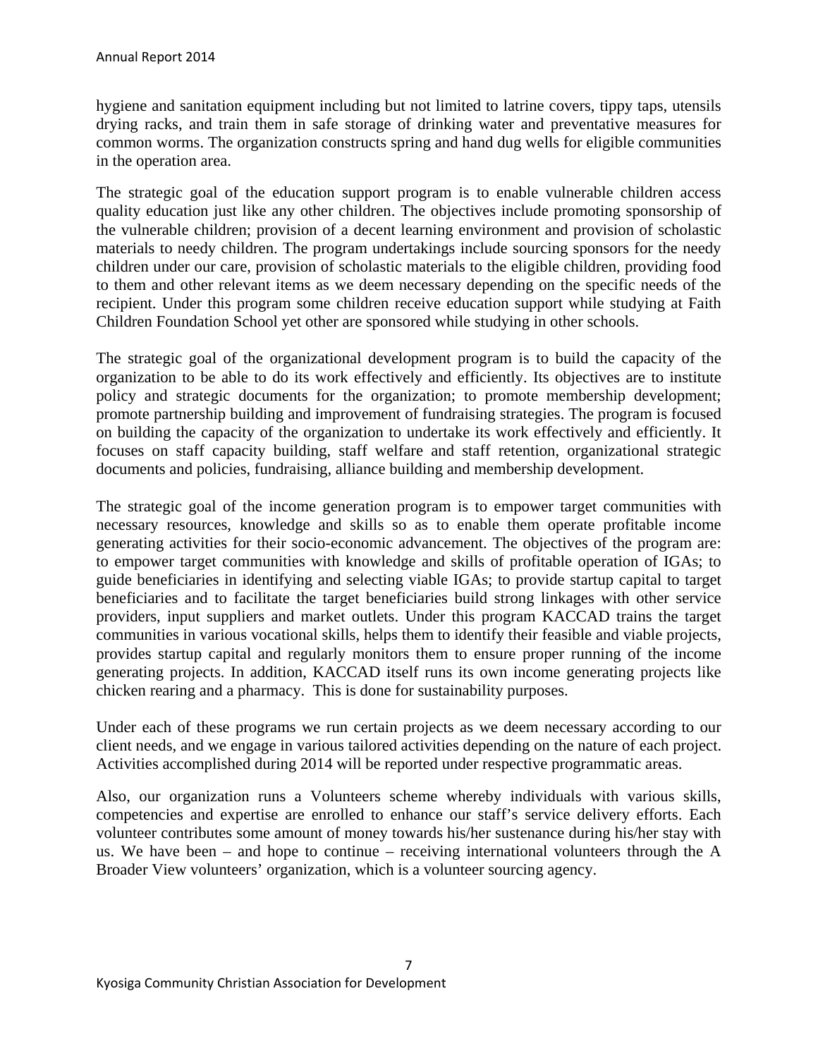hygiene and sanitation equipment including but not limited to latrine covers, tippy taps, utensils drying racks, and train them in safe storage of drinking water and preventative measures for common worms. The organization constructs spring and hand dug wells for eligible communities in the operation area.

The strategic goal of the education support program is to enable vulnerable children access quality education just like any other children. The objectives include promoting sponsorship of the vulnerable children; provision of a decent learning environment and provision of scholastic materials to needy children. The program undertakings include sourcing sponsors for the needy children under our care, provision of scholastic materials to the eligible children, providing food to them and other relevant items as we deem necessary depending on the specific needs of the recipient. Under this program some children receive education support while studying at Faith Children Foundation School yet other are sponsored while studying in other schools.

The strategic goal of the organizational development program is to build the capacity of the organization to be able to do its work effectively and efficiently. Its objectives are to institute policy and strategic documents for the organization; to promote membership development; promote partnership building and improvement of fundraising strategies. The program is focused on building the capacity of the organization to undertake its work effectively and efficiently. It focuses on staff capacity building, staff welfare and staff retention, organizational strategic documents and policies, fundraising, alliance building and membership development.

The strategic goal of the income generation program is to empower target communities with necessary resources, knowledge and skills so as to enable them operate profitable income generating activities for their socio-economic advancement. The objectives of the program are: to empower target communities with knowledge and skills of profitable operation of IGAs; to guide beneficiaries in identifying and selecting viable IGAs; to provide startup capital to target beneficiaries and to facilitate the target beneficiaries build strong linkages with other service providers, input suppliers and market outlets. Under this program KACCAD trains the target communities in various vocational skills, helps them to identify their feasible and viable projects, provides startup capital and regularly monitors them to ensure proper running of the income generating projects. In addition, KACCAD itself runs its own income generating projects like chicken rearing and a pharmacy. This is done for sustainability purposes.

Under each of these programs we run certain projects as we deem necessary according to our client needs, and we engage in various tailored activities depending on the nature of each project. Activities accomplished during 2014 will be reported under respective programmatic areas.

Also, our organization runs a Volunteers scheme whereby individuals with various skills, competencies and expertise are enrolled to enhance our staff's service delivery efforts. Each volunteer contributes some amount of money towards his/her sustenance during his/her stay with us. We have been – and hope to continue – receiving international volunteers through the A Broader View volunteers' organization, which is a volunteer sourcing agency.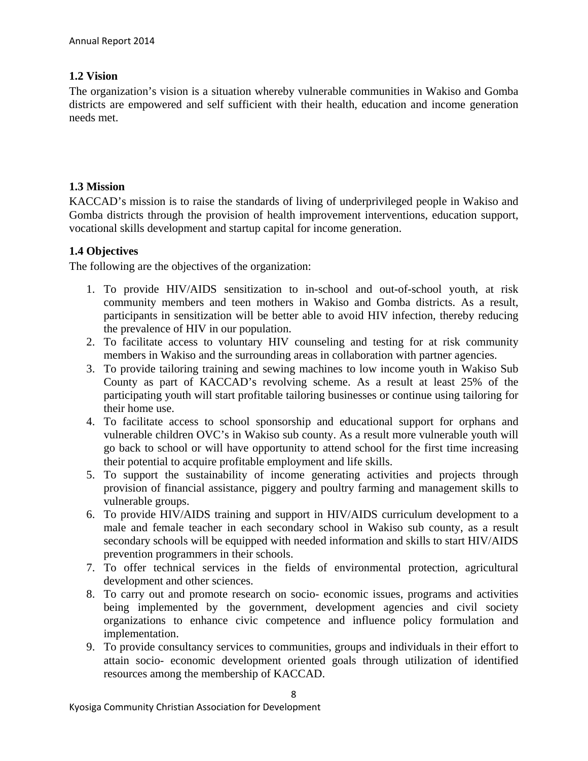### 1.2 Vision

The organization's vision is a situation whereby vulnerable communities in Wakiso and Gomba districts are empowered and self sufficient with their health, education and income generation needs met.

### 1.3 Mission

KACCAD's mission is to raise the standards of living of underprivileged people in Wakiso and Gomba districts through the provision of health improvement interventions, education support, vocational skills development and startup capital for income generation.

### 1.4 Objectives

The following are the objectives of the organization:

1. To provide HIV/AIDS sensitization to in-school and out-of-school youth, at risk community members and teen mothers in Wakiso and Gomba districts. As a result, participants in sensitization will be better able to avoid HIV infection, thereby reducing the prevalence of HIV in our population.
2. To facilitate access to voluntary HIV counseling and testing for at risk community members in Wakiso and the surrounding areas in collaboration with partner agencies.
3. To provide tailoring training and sewing machines to low income youth in Wakiso Sub County as part of KACCAD's revolving scheme. As a result at least 25% of the participating youth will start profitable tailoring businesses or continue using tailoring for their home use.
4. To facilitate access to school sponsorship and educational support for orphans and vulnerable children OVC's in Wakiso sub county. As a result more vulnerable youth will go back to school or will have opportunity to attend school for the first time increasing their potential to acquire profitable employment and life skills.
5. To support the sustainability of income generating activities and projects through provision of financial assistance, piggery and poultry farming and management skills to vulnerable groups.
6. To provide HIV/AIDS training and support in HIV/AIDS curriculum development to a male and female teacher in each secondary school in Wakiso sub county, as a result secondary schools will be equipped with needed information and skills to start HIV/AIDS prevention programmers in their schools.
7. To offer technical services in the fields of environmental protection, agricultural development and other sciences.
8. To carry out and promote research on socio- economic issues, programs and activities being implemented by the government, development agencies and civil society organizations to enhance civic competence and influence policy formulation and implementation.
9. To provide consultancy services to communities, groups and individuals in their effort to attain socio- economic development oriented goals through utilization of identified resources among the membership of KACCAD.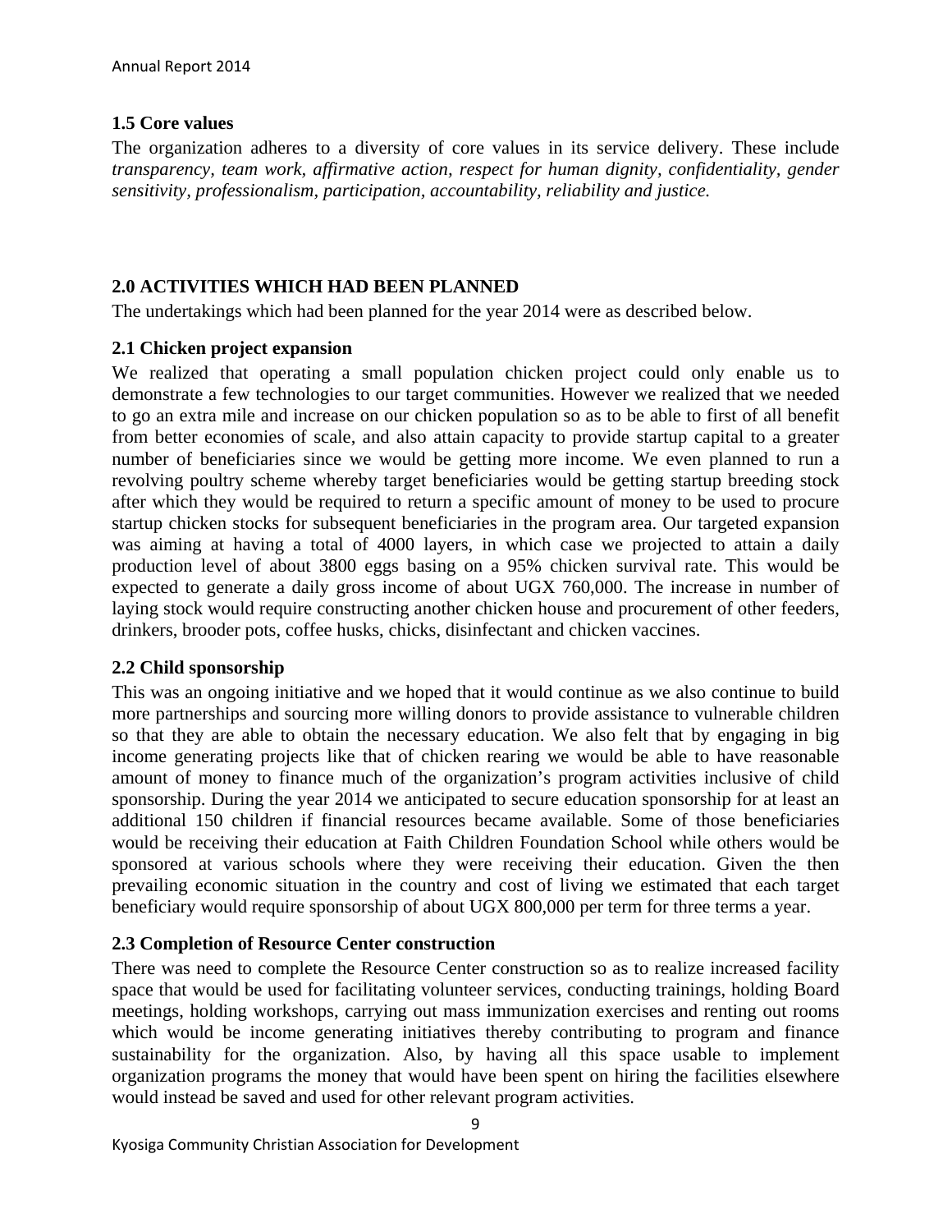### 1.5 Core values

The organization adheres to a diversity of core values in its service delivery. These include *transparency, team work, affirmative action, respect for human dignity, confidentiality, gender sensitivity, professionalism, participation, accountability, reliability and justice.*

## 2.0 ACTIVITIES WHICH HAD BEEN PLANNED

The undertakings which had been planned for the year 2014 were as described below.

### 2.1 Chicken project expansion

We realized that operating a small population chicken project could only enable us to demonstrate a few technologies to our target communities. However we realized that we needed to go an extra mile and increase on our chicken population so as to be able to first of all benefit from better economies of scale, and also attain capacity to provide startup capital to a greater number of beneficiaries since we would be getting more income. We even planned to run a revolving poultry scheme whereby target beneficiaries would be getting startup breeding stock after which they would be required to return a specific amount of money to be used to procure startup chicken stocks for subsequent beneficiaries in the program area. Our targeted expansion was aiming at having a total of 4000 layers, in which case we projected to attain a daily production level of about 3800 eggs basing on a 95% chicken survival rate. This would be expected to generate a daily gross income of about UGX 760,000. The increase in number of laying stock would require constructing another chicken house and procurement of other feeders, drinkers, brooder pots, coffee husks, chicks, disinfectant and chicken vaccines.

### 2.2 Child sponsorship

This was an ongoing initiative and we hoped that it would continue as we also continue to build more partnerships and sourcing more willing donors to provide assistance to vulnerable children so that they are able to obtain the necessary education. We also felt that by engaging in big income generating projects like that of chicken rearing we would be able to have reasonable amount of money to finance much of the organization's program activities inclusive of child sponsorship. During the year 2014 we anticipated to secure education sponsorship for at least an additional 150 children if financial resources became available. Some of those beneficiaries would be receiving their education at Faith Children Foundation School while others would be sponsored at various schools where they were receiving their education. Given the then prevailing economic situation in the country and cost of living we estimated that each target beneficiary would require sponsorship of about UGX 800,000 per term for three terms a year.

### 2.3 Completion of Resource Center construction

There was need to complete the Resource Center construction so as to realize increased facility space that would be used for facilitating volunteer services, conducting trainings, holding Board meetings, holding workshops, carrying out mass immunization exercises and renting out rooms which would be income generating initiatives thereby contributing to program and finance sustainability for the organization. Also, by having all this space usable to implement organization programs the money that would have been spent on hiring the facilities elsewhere would instead be saved and used for other relevant program activities.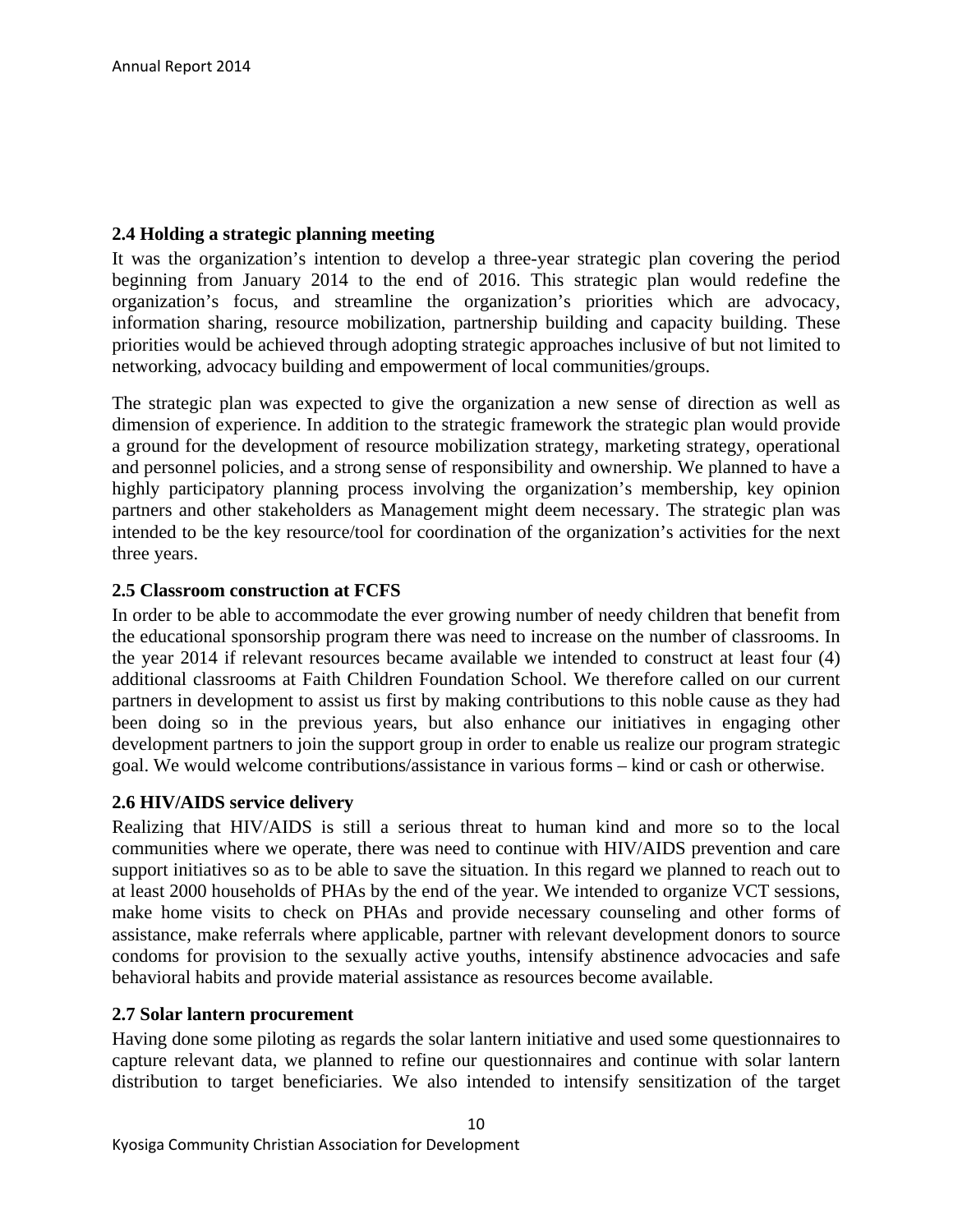### 2.4 Holding a strategic planning meeting

It was the organization's intention to develop a three-year strategic plan covering the period beginning from January 2014 to the end of 2016. This strategic plan would redefine the organization's focus, and streamline the organization's priorities which are advocacy, information sharing, resource mobilization, partnership building and capacity building. These priorities would be achieved through adopting strategic approaches inclusive of but not limited to networking, advocacy building and empowerment of local communities/groups.

The strategic plan was expected to give the organization a new sense of direction as well as dimension of experience. In addition to the strategic framework the strategic plan would provide a ground for the development of resource mobilization strategy, marketing strategy, operational and personnel policies, and a strong sense of responsibility and ownership. We planned to have a highly participatory planning process involving the organization's membership, key opinion partners and other stakeholders as Management might deem necessary. The strategic plan was intended to be the key resource/tool for coordination of the organization's activities for the next three years.

### 2.5 Classroom construction at FCFS

In order to be able to accommodate the ever growing number of needy children that benefit from the educational sponsorship program there was need to increase on the number of classrooms. In the year 2014 if relevant resources became available we intended to construct at least four (4) additional classrooms at Faith Children Foundation School. We therefore called on our current partners in development to assist us first by making contributions to this noble cause as they had been doing so in the previous years, but also enhance our initiatives in engaging other development partners to join the support group in order to enable us realize our program strategic goal. We would welcome contributions/assistance in various forms – kind or cash or otherwise.

### 2.6 HIV/AIDS service delivery

Realizing that HIV/AIDS is still a serious threat to human kind and more so to the local communities where we operate, there was need to continue with HIV/AIDS prevention and care support initiatives so as to be able to save the situation. In this regard we planned to reach out to at least 2000 households of PHAs by the end of the year. We intended to organize VCT sessions, make home visits to check on PHAs and provide necessary counseling and other forms of assistance, make referrals where applicable, partner with relevant development donors to source condoms for provision to the sexually active youths, intensify abstinence advocacies and safe behavioral habits and provide material assistance as resources become available.

### 2.7 Solar lantern procurement

Having done some piloting as regards the solar lantern initiative and used some questionnaires to capture relevant data, we planned to refine our questionnaires and continue with solar lantern distribution to target beneficiaries. We also intended to intensify sensitization of the target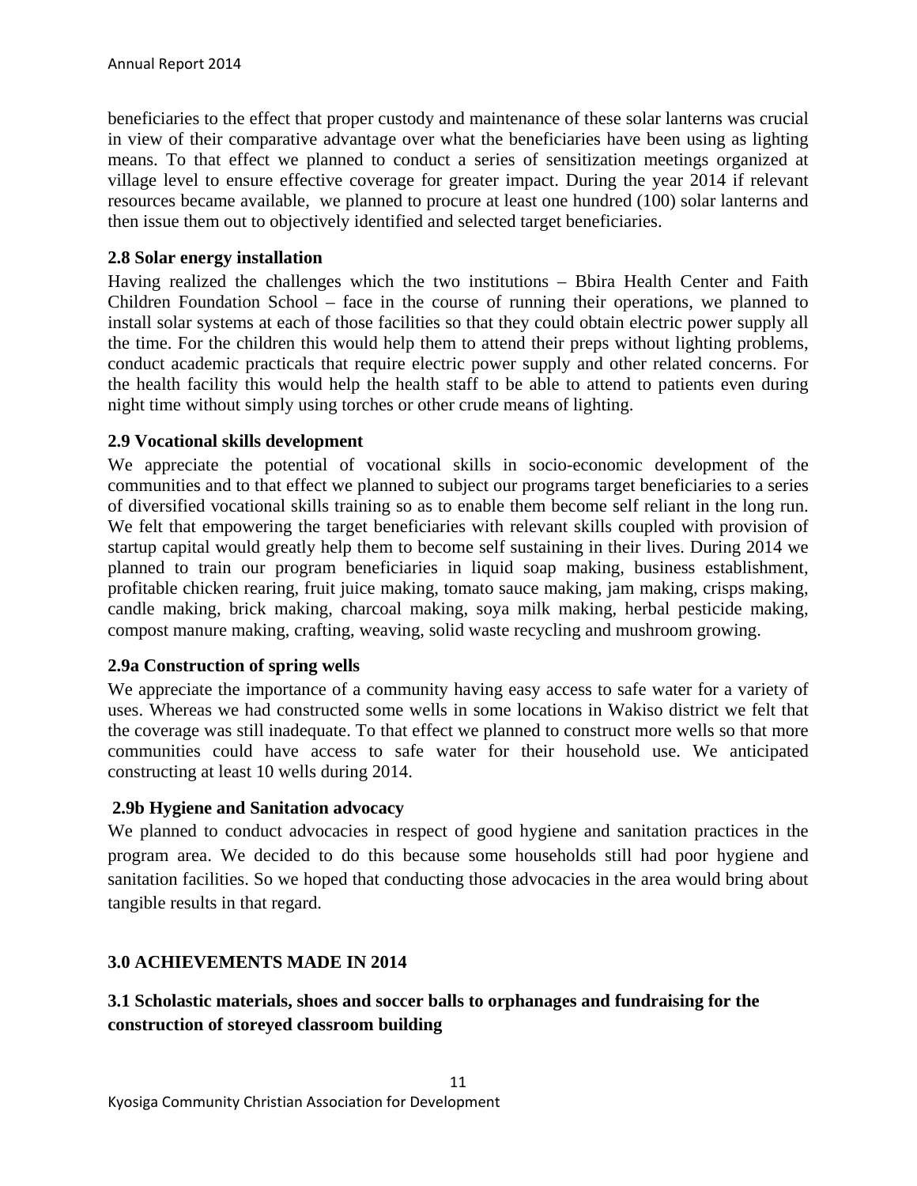beneficiaries to the effect that proper custody and maintenance of these solar lanterns was crucial in view of their comparative advantage over what the beneficiaries have been using as lighting means. To that effect we planned to conduct a series of sensitization meetings organized at village level to ensure effective coverage for greater impact. During the year 2014 if relevant resources became available, we planned to procure at least one hundred (100) solar lanterns and then issue them out to objectively identified and selected target beneficiaries.

### 2.8 Solar energy installation

Having realized the challenges which the two institutions – Bbira Health Center and Faith Children Foundation School – face in the course of running their operations, we planned to install solar systems at each of those facilities so that they could obtain electric power supply all the time. For the children this would help them to attend their preps without lighting problems, conduct academic practicals that require electric power supply and other related concerns. For the health facility this would help the health staff to be able to attend to patients even during night time without simply using torches or other crude means of lighting.

### 2.9 Vocational skills development

We appreciate the potential of vocational skills in socio-economic development of the communities and to that effect we planned to subject our programs target beneficiaries to a series of diversified vocational skills training so as to enable them become self reliant in the long run. We felt that empowering the target beneficiaries with relevant skills coupled with provision of startup capital would greatly help them to become self sustaining in their lives. During 2014 we planned to train our program beneficiaries in liquid soap making, business establishment, profitable chicken rearing, fruit juice making, tomato sauce making, jam making, crisps making, candle making, brick making, charcoal making, soya milk making, herbal pesticide making, compost manure making, crafting, weaving, solid waste recycling and mushroom growing.

### 2.9a Construction of spring wells

We appreciate the importance of a community having easy access to safe water for a variety of uses. Whereas we had constructed some wells in some locations in Wakiso district we felt that the coverage was still inadequate. To that effect we planned to construct more wells so that more communities could have access to safe water for their household use. We anticipated constructing at least 10 wells during 2014.

### 2.9b Hygiene and Sanitation advocacy

We planned to conduct advocacies in respect of good hygiene and sanitation practices in the program area. We decided to do this because some households still had poor hygiene and sanitation facilities. So we hoped that conducting those advocacies in the area would bring about tangible results in that regard.

## 3.0 ACHIEVEMENTS MADE IN 2014

### 3.1 Scholastic materials, shoes and soccer balls to orphanages and fundraising for the construction of storeyed classroom building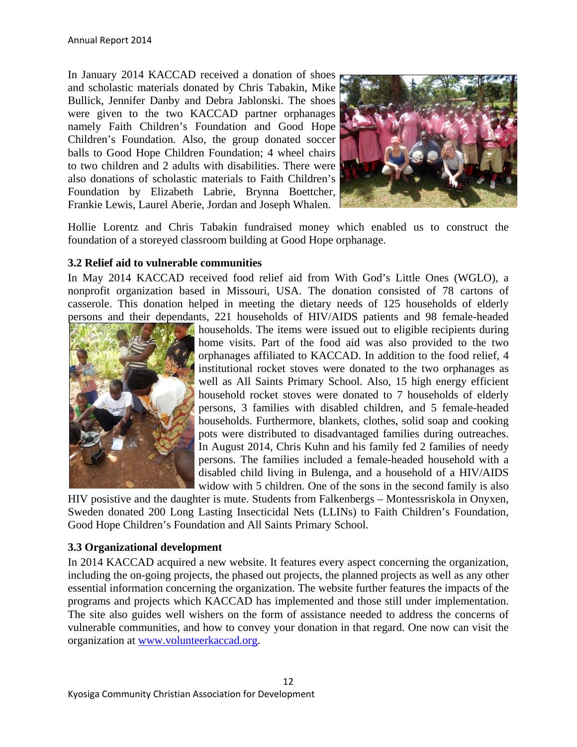In January 2014 KACCAD received a donation of shoes and scholastic materials donated by Chris Tabakin, Mike Bullick, Jennifer Danby and Debra Jablonski. The shoes were given to the two KACCAD partner orphanages namely Faith Children's Foundation and Good Hope Children's Foundation. Also, the group donated soccer balls to Good Hope Children Foundation; 4 wheel chairs to two children and 2 adults with disabilities. There were also donations of scholastic materials to Faith Children's Foundation by Elizabeth Labrie, Brynna Boettcher, Frankie Lewis, Laurel Aberie, Jordan and Joseph Whalen.

Hollie Lorentz and Chris Tabakin fundraised money which enabled us to construct the foundation of a storeyed classroom building at Good Hope orphanage.

### 3.2 Relief aid to vulnerable communities

In May 2014 KACCAD received food relief aid from With God's Little Ones (WGLO), a nonprofit organization based in Missouri, USA. The donation consisted of 78 cartons of casserole. This donation helped in meeting the dietary needs of 125 households of elderly persons and their dependants, 221 households of HIV/AIDS patients and 98 female-headed households. The items were issued out to eligible recipients during home visits. Part of the food aid was also provided to the two orphanages affiliated to KACCAD. In addition to the food relief, 4 institutional rocket stoves were donated to the two orphanages as well as All Saints Primary School. Also, 15 high energy efficient household rocket stoves were donated to 7 households of elderly persons, 3 families with disabled children, and 5 female-headed households. Furthermore, blankets, clothes, solid soap and cooking pots were distributed to disadvantaged families during outreaches. In August 2014, Chris Kuhn and his family fed 2 families of needy persons. The families included a female-headed household with a disabled child living in Bulenga, and a household of a HIV/AIDS widow with 5 children. One of the sons in the second family is also HIV posistive and the daughter is mute. Students from Falkenbergs – Montessriskola in Onyxen, Sweden donated 200 Long Lasting Insecticidal Nets (LLINs) to Faith Children's Foundation, Good Hope Children's Foundation and All Saints Primary School.

### 3.3 Organizational development

In 2014 KACCAD acquired a new website. It features every aspect concerning the organization, including the on-going projects, the phased out projects, the planned projects as well as any other essential information concerning the organization. The website further features the impacts of the programs and projects which KACCAD has implemented and those still under implementation. The site also guides well wishers on the form of assistance needed to address the concerns of vulnerable communities, and how to convey your donation in that regard. One now can visit the organization at [www.volunteerkaccad.org](http://www.volunteerkaccad.org).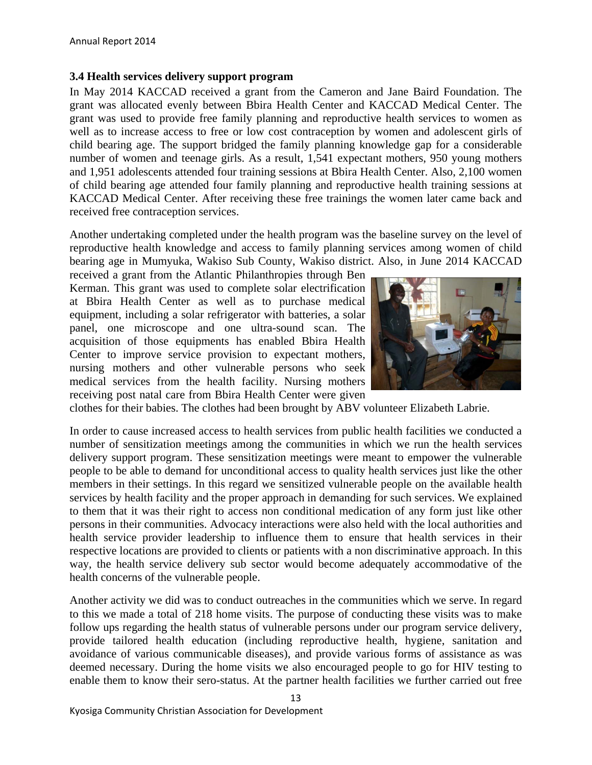### 3.4 Health services delivery support program

In May 2014 KACCAD received a grant from the Cameron and Jane Baird Foundation. The grant was allocated evenly between Bbira Health Center and KACCAD Medical Center. The grant was used to provide free family planning and reproductive health services to women as well as to increase access to free or low cost contraception by women and adolescent girls of child bearing age. The support bridged the family planning knowledge gap for a considerable number of women and teenage girls. As a result, 1,541 expectant mothers, 950 young mothers and 1,951 adolescents attended four training sessions at Bbira Health Center. Also, 2,100 women of child bearing age attended four family planning and reproductive health training sessions at KACCAD Medical Center. After receiving these free trainings the women later came back and received free contraception services.

Another undertaking completed under the health program was the baseline survey on the level of reproductive health knowledge and access to family planning services among women of child bearing age in Mumyuka, Wakiso Sub County, Wakiso district. Also, in June 2014 KACCAD received a grant from the Atlantic Philanthropies through Ben Kerman. This grant was used to complete solar electrification at Bbira Health Center as well as to purchase medical equipment, including a solar refrigerator with batteries, a solar panel, one microscope and one ultra-sound scan. The acquisition of those equipments has enabled Bbira Health Center to improve service provision to expectant mothers, nursing mothers and other vulnerable persons who seek medical services from the health facility. Nursing mothers receiving post natal care from Bbira Health Center were given clothes for their babies. The clothes had been brought by ABV volunteer Elizabeth Labrie.

In order to cause increased access to health services from public health facilities we conducted a number of sensitization meetings among the communities in which we run the health services delivery support program. These sensitization meetings were meant to empower the vulnerable people to be able to demand for unconditional access to quality health services just like the other members in their settings. In this regard we sensitized vulnerable people on the available health services by health facility and the proper approach in demanding for such services. We explained to them that it was their right to access non conditional medication of any form just like other persons in their communities. Advocacy interactions were also held with the local authorities and health service provider leadership to influence them to ensure that health services in their respective locations are provided to clients or patients with a non discriminative approach. In this way, the health service delivery sub sector would become adequately accommodative of the health concerns of the vulnerable people.

Another activity we did was to conduct outreaches in the communities which we serve. In regard to this we made a total of 218 home visits. The purpose of conducting these visits was to make follow ups regarding the health status of vulnerable persons under our program service delivery, provide tailored health education (including reproductive health, hygiene, sanitation and avoidance of various communicable diseases), and provide various forms of assistance as was deemed necessary. During the home visits we also encouraged people to go for HIV testing to enable them to know their sero-status. At the partner health facilities we further carried out free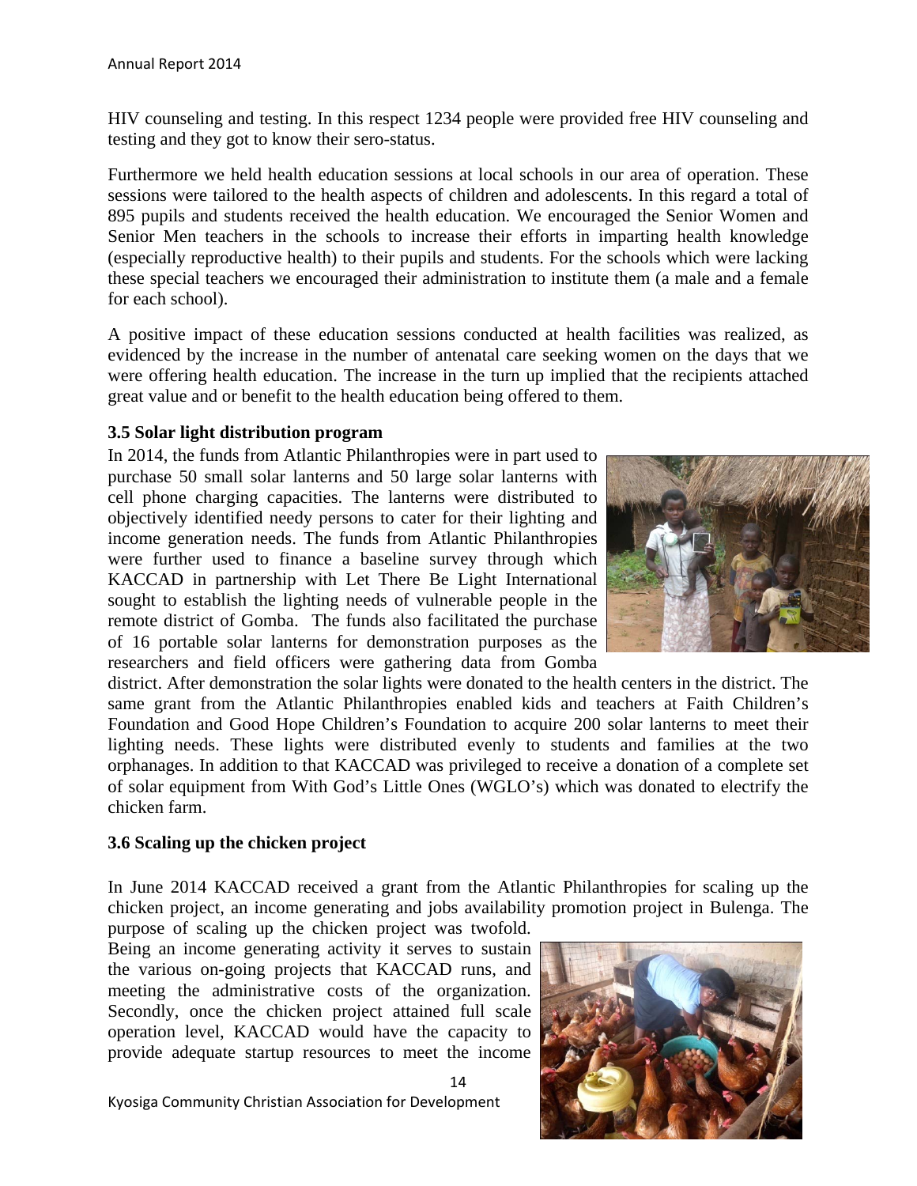HIV counseling and testing. In this respect 1234 people were provided free HIV counseling and testing and they got to know their sero-status.

Furthermore we held health education sessions at local schools in our area of operation. These sessions were tailored to the health aspects of children and adolescents. In this regard a total of 895 pupils and students received the health education. We encouraged the Senior Women and Senior Men teachers in the schools to increase their efforts in imparting health knowledge (especially reproductive health) to their pupils and students. For the schools which were lacking these special teachers we encouraged their administration to institute them (a male and a female for each school).

A positive impact of these education sessions conducted at health facilities was realized, as evidenced by the increase in the number of antenatal care seeking women on the days that we were offering health education. The increase in the turn up implied that the recipients attached great value and or benefit to the health education being offered to them.

### 3.5 Solar light distribution program

In 2014, the funds from Atlantic Philanthropies were in part used to purchase 50 small solar lanterns and 50 large solar lanterns with cell phone charging capacities. The lanterns were distributed to objectively identified needy persons to cater for their lighting and income generation needs. The funds from Atlantic Philanthropies were further used to finance a baseline survey through which KACCAD in partnership with Let There Be Light International sought to establish the lighting needs of vulnerable people in the remote district of Gomba. The funds also facilitated the purchase of 16 portable solar lanterns for demonstration purposes as the researchers and field officers were gathering data from Gomba district. After demonstration the solar lights were donated to the health centers in the district. The same grant from the Atlantic Philanthropies enabled kids and teachers at Faith Children's Foundation and Good Hope Children's Foundation to acquire 200 solar lanterns to meet their lighting needs. These lights were distributed evenly to students and families at the two orphanages. In addition to that KACCAD was privileged to receive a donation of a complete set of solar equipment from With God's Little Ones (WGLO's) which was donated to electrify the chicken farm.

### 3.6 Scaling up the chicken project

In June 2014 KACCAD received a grant from the Atlantic Philanthropies for scaling up the chicken project, an income generating and jobs availability promotion project in Bulenga. The purpose of scaling up the chicken project was twofold. Being an income generating activity it serves to sustain the various on-going projects that KACCAD runs, and meeting the administrative costs of the organization. Secondly, once the chicken project attained full scale operation level, KACCAD would have the capacity to provide adequate startup resources to meet the income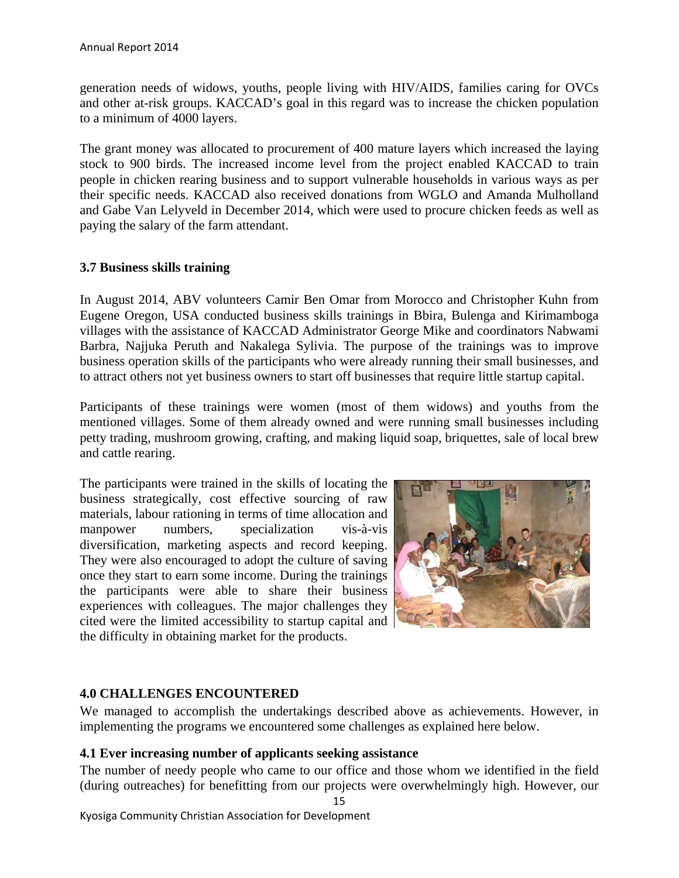generation needs of widows, youths, people living with HIV/AIDS, families caring for OVCs and other at-risk groups. KACCAD's goal in this regard was to increase the chicken population to a minimum of 4000 layers.

The grant money was allocated to procurement of 400 mature layers which increased the laying stock to 900 birds. The increased income level from the project enabled KACCAD to train people in chicken rearing business and to support vulnerable households in various ways as per their specific needs. KACCAD also received donations from WGLO and Amanda Mulholland and Gabe Van Lelyveld in December 2014, which were used to procure chicken feeds as well as paying the salary of the farm attendant.

### 3.7 Business skills training

In August 2014, ABV volunteers Camir Ben Omar from Morocco and Christopher Kuhn from Eugene Oregon, USA conducted business skills trainings in Bbira, Bulenga and Kirimamboga villages with the assistance of KACCAD Administrator George Mike and coordinators Nabwami Barbra, Najjuka Peruth and Nakalega Sylivia. The purpose of the trainings was to improve business operation skills of the participants who were already running their small businesses, and to attract others not yet business owners to start off businesses that require little startup capital.

Participants of these trainings were women (most of them widows) and youths from the mentioned villages. Some of them already owned and were running small businesses including petty trading, mushroom growing, crafting, and making liquid soap, briquettes, sale of local brew and cattle rearing.

The participants were trained in the skills of locating the business strategically, cost effective sourcing of raw materials, labour rationing in terms of time allocation and manpower numbers, specialization vis-à-vis diversification, marketing aspects and record keeping. They were also encouraged to adopt the culture of saving once they start to earn some income. During the trainings the participants were able to share their business experiences with colleagues. The major challenges they cited were the limited accessibility to startup capital and the difficulty in obtaining market for the products.

## 4.0 CHALLENGES ENCOUNTERED

We managed to accomplish the undertakings described above as achievements. However, in implementing the programs we encountered some challenges as explained here below.

### 4.1 Ever increasing number of applicants seeking assistance

The number of needy people who came to our office and those whom we identified in the field (during outreaches) for benefitting from our projects were overwhelmingly high. However, our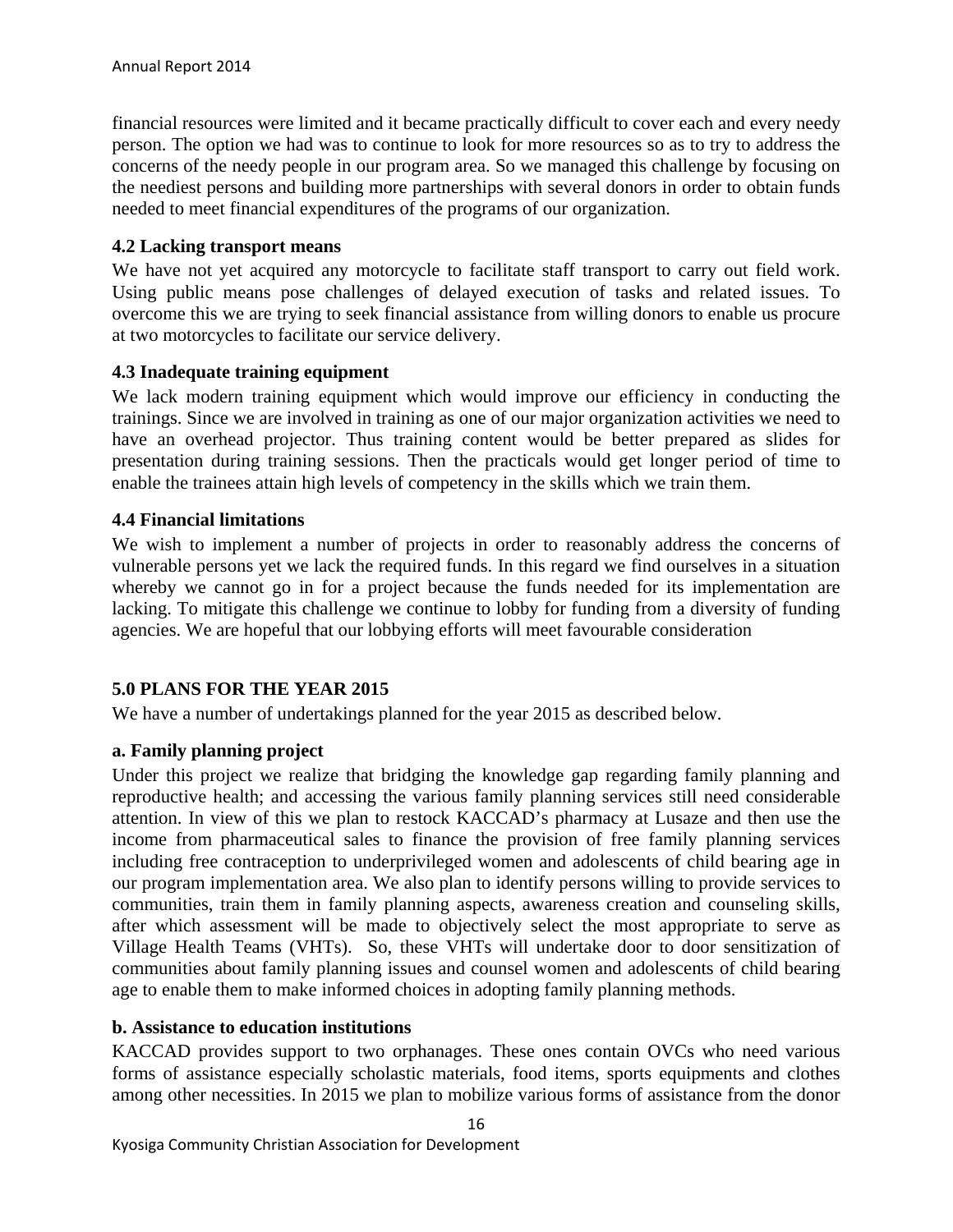financial resources were limited and it became practically difficult to cover each and every needy person. The option we had was to continue to look for more resources so as to try to address the concerns of the needy people in our program area. So we managed this challenge by focusing on the neediest persons and building more partnerships with several donors in order to obtain funds needed to meet financial expenditures of the programs of our organization.

### 4.2 Lacking transport means

We have not yet acquired any motorcycle to facilitate staff transport to carry out field work. Using public means pose challenges of delayed execution of tasks and related issues. To overcome this we are trying to seek financial assistance from willing donors to enable us procure at two motorcycles to facilitate our service delivery.

### 4.3 Inadequate training equipment

We lack modern training equipment which would improve our efficiency in conducting the trainings. Since we are involved in training as one of our major organization activities we need to have an overhead projector. Thus training content would be better prepared as slides for presentation during training sessions. Then the practicals would get longer period of time to enable the trainees attain high levels of competency in the skills which we train them.

### 4.4 Financial limitations

We wish to implement a number of projects in order to reasonably address the concerns of vulnerable persons yet we lack the required funds. In this regard we find ourselves in a situation whereby we cannot go in for a project because the funds needed for its implementation are lacking. To mitigate this challenge we continue to lobby for funding from a diversity of funding agencies. We are hopeful that our lobbying efforts will meet favourable consideration

## 5.0 PLANS FOR THE YEAR 2015

We have a number of undertakings planned for the year 2015 as described below.

### a. Family planning project

Under this project we realize that bridging the knowledge gap regarding family planning and reproductive health; and accessing the various family planning services still need considerable attention. In view of this we plan to restock KACCAD's pharmacy at Lusaze and then use the income from pharmaceutical sales to finance the provision of free family planning services including free contraception to underprivileged women and adolescents of child bearing age in our program implementation area. We also plan to identify persons willing to provide services to communities, train them in family planning aspects, awareness creation and counseling skills, after which assessment will be made to objectively select the most appropriate to serve as Village Health Teams (VHTs). So, these VHTs will undertake door to door sensitization of communities about family planning issues and counsel women and adolescents of child bearing age to enable them to make informed choices in adopting family planning methods.

### b. Assistance to education institutions

KACCAD provides support to two orphanages. These ones contain OVCs who need various forms of assistance especially scholastic materials, food items, sports equipments and clothes among other necessities. In 2015 we plan to mobilize various forms of assistance from the donor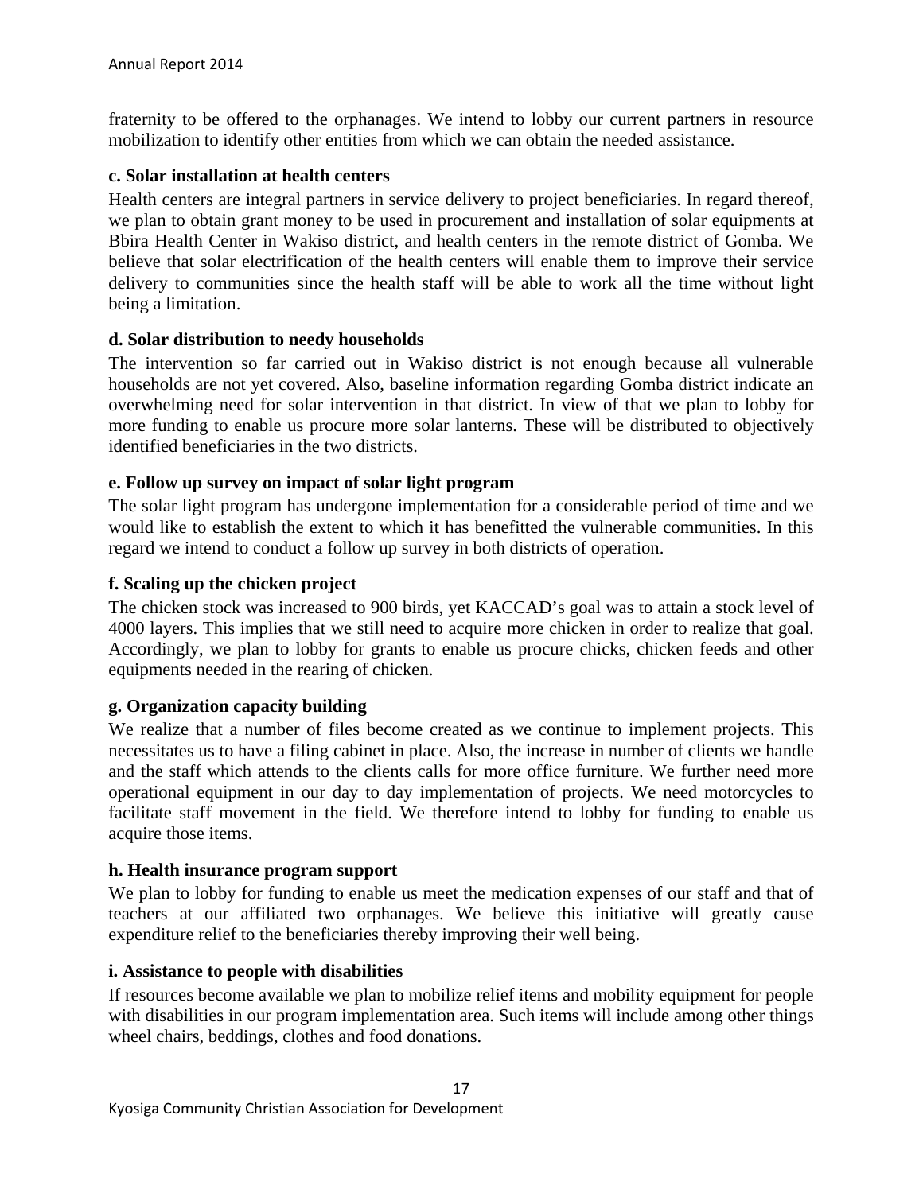fraternity to be offered to the orphanages. We intend to lobby our current partners in resource mobilization to identify other entities from which we can obtain the needed assistance.

**c. Solar installation at health centers**

Health centers are integral partners in service delivery to project beneficiaries. In regard thereof, we plan to obtain grant money to be used in procurement and installation of solar equipments at Bbira Health Center in Wakiso district, and health centers in the remote district of Gomba. We believe that solar electrification of the health centers will enable them to improve their service delivery to communities since the health staff will be able to work all the time without light being a limitation.

**d. Solar distribution to needy households**

The intervention so far carried out in Wakiso district is not enough because all vulnerable households are not yet covered. Also, baseline information regarding Gomba district indicate an overwhelming need for solar intervention in that district. In view of that we plan to lobby for more funding to enable us procure more solar lanterns. These will be distributed to objectively identified beneficiaries in the two districts.

**e. Follow up survey on impact of solar light program**

The solar light program has undergone implementation for a considerable period of time and we would like to establish the extent to which it has benefitted the vulnerable communities. In this regard we intend to conduct a follow up survey in both districts of operation.

**f. Scaling up the chicken project**

The chicken stock was increased to 900 birds, yet KACCAD's goal was to attain a stock level of 4000 layers. This implies that we still need to acquire more chicken in order to realize that goal. Accordingly, we plan to lobby for grants to enable us procure chicks, chicken feeds and other equipments needed in the rearing of chicken.

**g. Organization capacity building**

We realize that a number of files become created as we continue to implement projects. This necessitates us to have a filing cabinet in place. Also, the increase in number of clients we handle and the staff which attends to the clients calls for more office furniture. We further need more operational equipment in our day to day implementation of projects. We need motorcycles to facilitate staff movement in the field. We therefore intend to lobby for funding to enable us acquire those items.

**h. Health insurance program support**

We plan to lobby for funding to enable us meet the medication expenses of our staff and that of teachers at our affiliated two orphanages. We believe this initiative will greatly cause expenditure relief to the beneficiaries thereby improving their well being.

**i. Assistance to people with disabilities**

If resources become available we plan to mobilize relief items and mobility equipment for people with disabilities in our program implementation area. Such items will include among other things wheel chairs, beddings, clothes and food donations.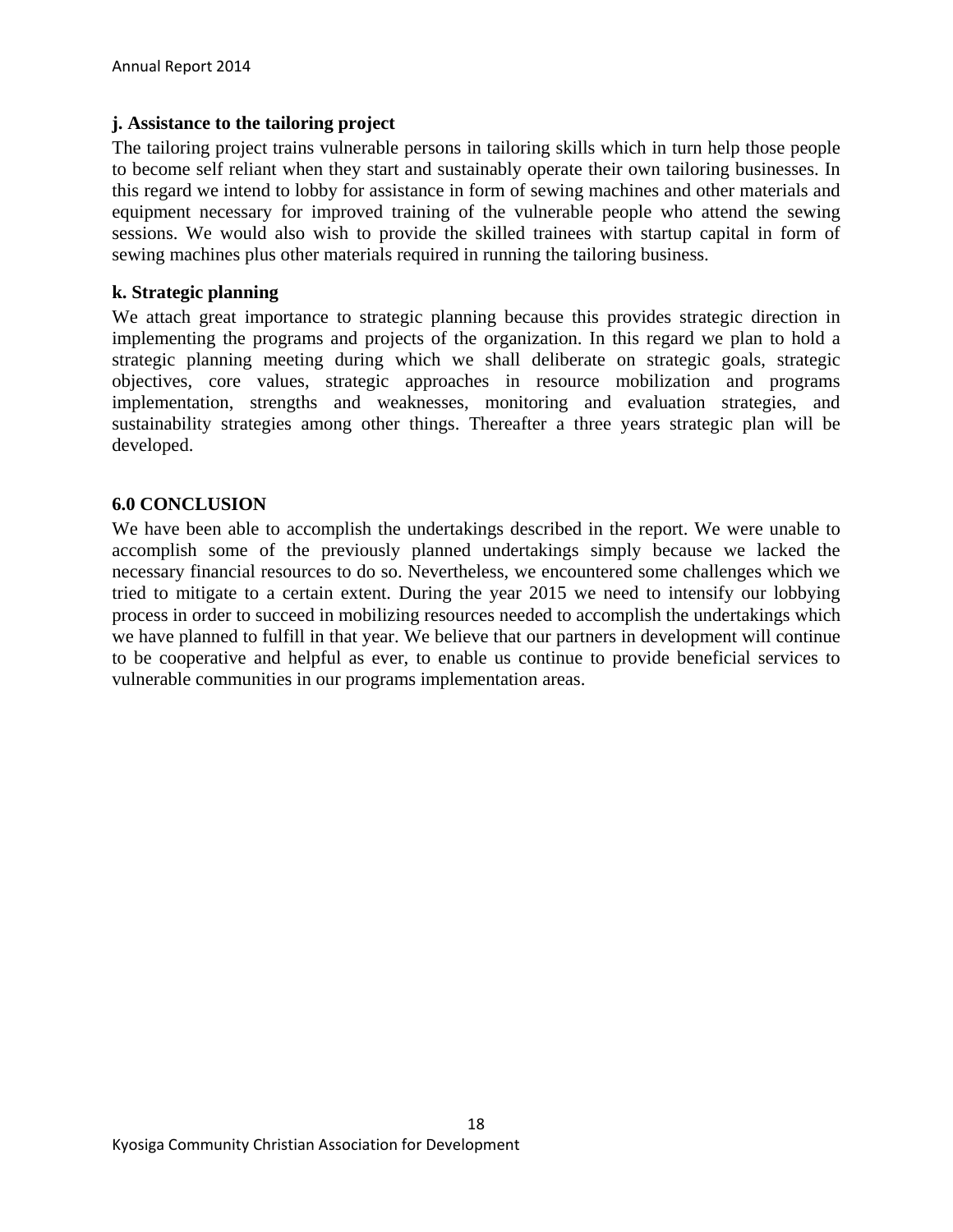**j. Assistance to the tailoring project**

The tailoring project trains vulnerable persons in tailoring skills which in turn help those people to become self reliant when they start and sustainably operate their own tailoring businesses. In this regard we intend to lobby for assistance in form of sewing machines and other materials and equipment necessary for improved training of the vulnerable people who attend the sewing sessions. We would also wish to provide the skilled trainees with startup capital in form of sewing machines plus other materials required in running the tailoring business.

**k. Strategic planning**

We attach great importance to strategic planning because this provides strategic direction in implementing the programs and projects of the organization. In this regard we plan to hold a strategic planning meeting during which we shall deliberate on strategic goals, strategic objectives, core values, strategic approaches in resource mobilization and programs implementation, strengths and weaknesses, monitoring and evaluation strategies, and sustainability strategies among other things. Thereafter a three years strategic plan will be developed.

## 6.0 CONCLUSION

We have been able to accomplish the undertakings described in the report. We were unable to accomplish some of the previously planned undertakings simply because we lacked the necessary financial resources to do so. Nevertheless, we encountered some challenges which we tried to mitigate to a certain extent. During the year 2015 we need to intensify our lobbying process in order to succeed in mobilizing resources needed to accomplish the undertakings which we have planned to fulfill in that year. We believe that our partners in development will continue to be cooperative and helpful as ever, to enable us continue to provide beneficial services to vulnerable communities in our programs implementation areas.